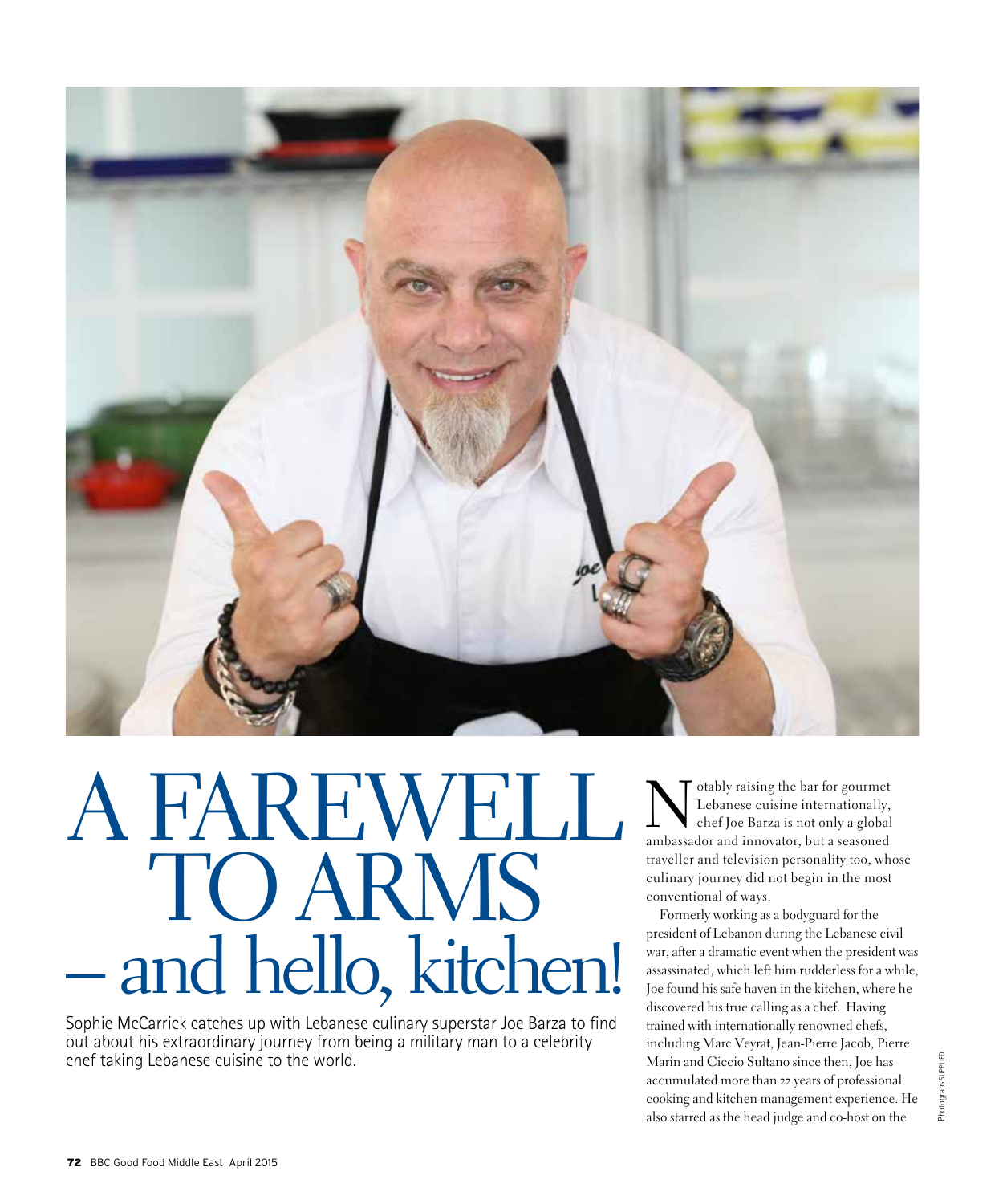# A FAREWELL TO ARMS – and hello, kitchen!

Sophie McCarrick catches up with Lebanese culinary superstar Joe Barza to find out about his extraordinary journey from being a military man to a celebrity chef taking Lebanese cuisine to the world.

Notably raising the bar for gourmet Lebanese cuisine internationally, chef Joe Barza is not only a global ambassador and innovator, but a seasoned traveller and television personality too, whose culinary journey did not begin in the most conventional of ways.

Formerly working as a bodyguard for the president of Lebanon during the Lebanese civil war, after a dramatic event when the president was assassinated, which left him rudderless for a while, Joe found his safe haven in the kitchen, where he discovered his true calling as a chef. Having trained with internationally renowned chefs, including Marc Veyrat, Jean-Pierre Jacob, Pierre Marin and Ciccio Sultano since then, Joe has accumulated more than 22 years of professional cooking and kitchen management experience. He also starred as the head judge and co-host on the

Photograps SUPPLIED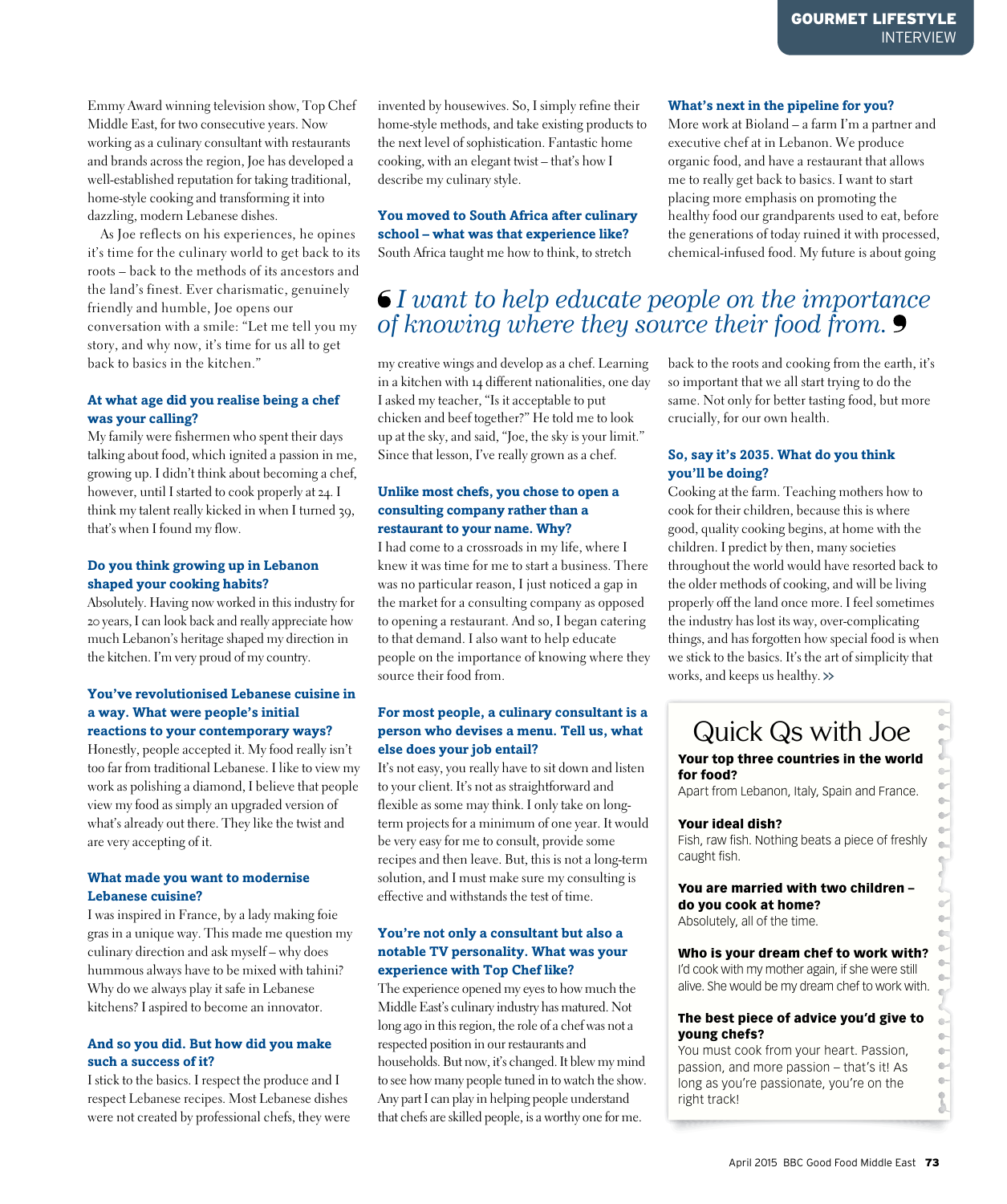Emmy Award winning television show, Top Chef Middle East, for two consecutive years. Now working as a culinary consultant with restaurants and brands across the region, Joe has developed a well-established reputation for taking traditional, home-style cooking and transforming it into dazzling, modern Lebanese dishes.

As Joe reflects on his experiences, he opines it's time for the culinary world to get back to its roots – back to the methods of its ancestors and the land's finest. Ever charismatic, genuinely friendly and humble, Joe opens our conversation with a smile: "Let me tell you my story, and why now, it's time for us all to get back to basics in the kitchen."

**At what age did you realise being a chef was your calling?**
My family were fishermen who spent their days talking about food, which ignited a passion in me, growing up. I didn't think about becoming a chef, however, until I started to cook properly at 24. I think my talent really kicked in when I turned 39, that's when I found my flow.

**Do you think growing up in Lebanon shaped your cooking habits?**
Absolutely. Having now worked in this industry for 20 years, I can look back and really appreciate how much Lebanon's heritage shaped my direction in the kitchen. I'm very proud of my country.

**You've revolutionised Lebanese cuisine in a way. What were people's initial reactions to your contemporary ways?**
Honestly, people accepted it. My food really isn't too far from traditional Lebanese. I like to view my work as polishing a diamond, I believe that people view my food as simply an upgraded version of what's already out there. They like the twist and are very accepting of it.

**What made you want to modernise Lebanese cuisine?**
I was inspired in France, by a lady making foie gras in a unique way. This made me question my culinary direction and ask myself – why does hummous always have to be mixed with tahini? Why do we always play it safe in Lebanese kitchens? I aspired to become an innovator.

**And so you did. But how did you make such a success of it?**
I stick to the basics. I respect the produce and I respect Lebanese recipes. Most Lebanese dishes were not created by professional chefs, they were invented by housewives. So, I simply refine their home-style methods, and take existing products to the next level of sophistication. Fantastic home cooking, with an elegant twist – that's how I describe my culinary style.

**You moved to South Africa after culinary school – what was that experience like?**
South Africa taught me how to think, to stretch my creative wings and develop as a chef. Learning in a kitchen with 14 different nationalities, one day I asked my teacher, "Is it acceptable to put chicken and beef together?" He told me to look up at the sky, and said, "Joe, the sky is your limit." Since that lesson, I've really grown as a chef.

**Unlike most chefs, you chose to open a consulting company rather than a restaurant to your name. Why?**
I had come to a crossroads in my life, where I knew it was time for me to start a business. There was no particular reason, I just noticed a gap in the market for a consulting company as opposed to opening a restaurant. And so, I began catering to that demand. I also want to help educate people on the importance of knowing where they source their food from.

**For most people, a culinary consultant is a person who devises a menu. Tell us, what else does your job entail?**
It's not easy, you really have to sit down and listen to your client. It's not as straightforward and flexible as some may think. I only take on long-term projects for a minimum of one year. It would be very easy for me to consult, provide some recipes and then leave. But, this is not a long-term solution, and I must make sure my consulting is effective and withstands the test of time.

**You're not only a consultant but also a notable TV personality. What was your experience with Top Chef like?**
The experience opened my eyes to how much the Middle East's culinary industry has matured. Not long ago in this region, the role of a chef was not a respected position in our restaurants and households. But now, it's changed. It blew my mind to see how many people tuned in to watch the show. Any part I can play in helping people understand that chefs are skilled people, is a worthy one for me.

**What's next in the pipeline for you?**
More work at Bioland – a farm I'm a partner and executive chef at in Lebanon. We produce organic food, and have a restaurant that allows me to really get back to basics. I want to start placing more emphasis on promoting the healthy food our grandparents used to eat, before the generations of today ruined it with processed, chemical-infused food. My future is about going back to the roots and cooking from the earth, it's so important that we all start trying to do the same. Not only for better tasting food, but more crucially, for our own health.

> *"I want to help educate people on the importance of knowing where they source their food from."*

**So, say it's 2035. What do you think you'll be doing?**
Cooking at the farm. Teaching mothers how to cook for their children, because this is where good, quality cooking begins, at home with the children. I predict by then, many societies throughout the world would have resorted back to the older methods of cooking, and will be living properly off the land once more. I feel sometimes the industry has lost its way, over-complicating things, and has forgotten how special food is when we stick to the basics. It's the art of simplicity that works, and keeps us healthy. >>

## Quick Qs with Joe

**Your top three countries in the world for food?**
Apart from Lebanon, Italy, Spain and France.

**Your ideal dish?**
Fish, raw fish. Nothing beats a piece of freshly caught fish.

**You are married with two children – do you cook at home?**
Absolutely, all of the time.

**Who is your dream chef to work with?**
I'd cook with my mother again, if she were still alive. She would be my dream chef to work with.

**The best piece of advice you'd give to young chefs?**
You must cook from your heart. Passion, passion, and more passion – that's it! As long as you're passionate, you're on the right track!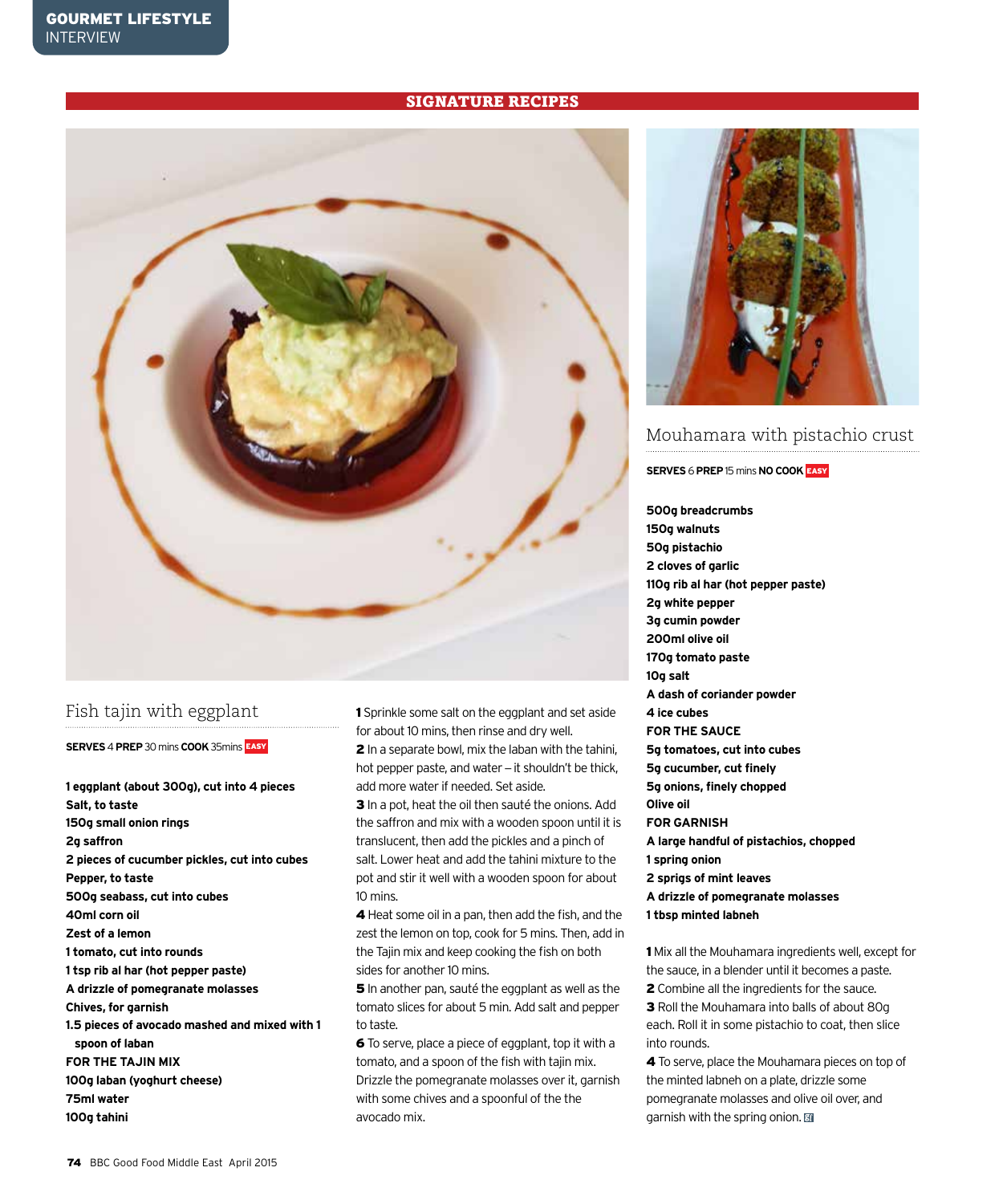## SIGNATURE RECIPES

## Fish tajin with eggplant

**SERVES** 4 **PREP** 30 mins **COOK** 35mins EASY

**1 eggplant (about 300g), cut into 4 pieces**
**Salt, to taste**
**150g small onion rings**
**2g saffron**
**2 pieces of cucumber pickles, cut into cubes**
**Pepper, to taste**
**500g seabass, cut into cubes**
**40ml corn oil**
**Zest of a lemon**
**1 tomato, cut into rounds**
**1 tsp rib al har (hot pepper paste)**
**A drizzle of pomegranate molasses**
**Chives, for garnish**
**1.5 pieces of avocado mashed and mixed with 1 spoon of laban**

**FOR THE TAJIN MIX**
**100g laban (yoghurt cheese)**
**75ml water**
**100g tahini**

**1** Sprinkle some salt on the eggplant and set aside for about 10 mins, then rinse and dry well.
**2** In a separate bowl, mix the laban with the tahini, hot pepper paste, and water – it shouldn't be thick, add more water if needed. Set aside.
**3** In a pot, heat the oil then sauté the onions. Add the saffron and mix with a wooden spoon until it is translucent, then add the pickles and a pinch of salt. Lower heat and add the tahini mixture to the pot and stir it well with a wooden spoon for about 10 mins.
**4** Heat some oil in a pan, then add the fish, and the zest the lemon on top, cook for 5 mins. Then, add in the Tajin mix and keep cooking the fish on both sides for another 10 mins.
**5** In another pan, sauté the eggplant as well as the tomato slices for about 5 min. Add salt and pepper to taste.
**6** To serve, place a piece of eggplant, top it with a tomato, and a spoon of the fish with tajin mix. Drizzle the pomegranate molasses over it, garnish with some chives and a spoonful of the the avocado mix.

## Mouhamara with pistachio crust

**SERVES** 6 **PREP** 15 mins **NO COOK** EASY

**500g breadcrumbs**
**150g walnuts**
**50g pistachio**
**2 cloves of garlic**
**110g rib al har (hot pepper paste)**
**2g white pepper**
**3g cumin powder**
**200ml olive oil**
**170g tomato paste**
**10g salt**
**A dash of coriander powder**
**4 ice cubes**

**FOR THE SAUCE**
**5g tomatoes, cut into cubes**
**5g cucumber, cut finely**
**5g onions, finely chopped**
**Olive oil**

**FOR GARNISH**
**A large handful of pistachios, chopped**
**1 spring onion**
**2 sprigs of mint leaves**
**A drizzle of pomegranate molasses**
**1 tbsp minted labneh**

**1** Mix all the Mouhamara ingredients well, except for the sauce, in a blender until it becomes a paste.
**2** Combine all the ingredients for the sauce.
**3** Roll the Mouhamara into balls of about 80g each. Roll it in some pistachio to coat, then slice into rounds.
**4** To serve, place the Mouhamara pieces on top of the minted labneh on a plate, drizzle some pomegranate molasses and olive oil over, and garnish with the spring onion.